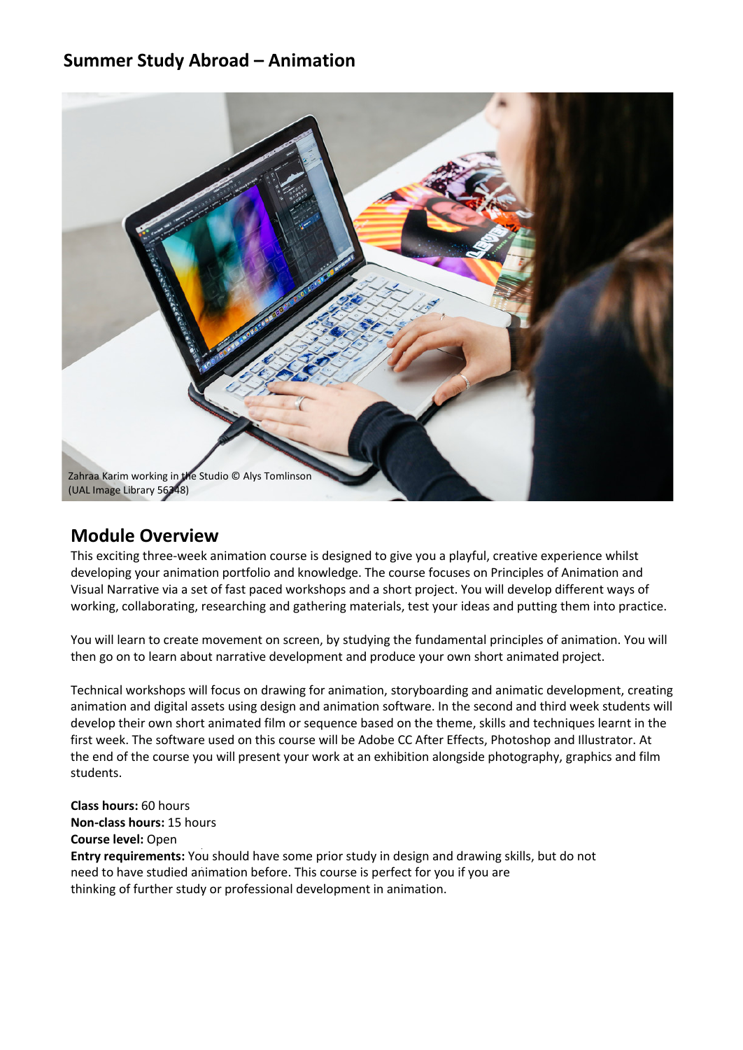## Summer Study Abroad – Animation

Zahraa Karim working in the Studio © Alys Tomlinson
(UAL Image Library 56348)

## Module Overview

This exciting three-week animation course is designed to give you a playful, creative experience whilst developing your animation portfolio and knowledge. The course focuses on Principles of Animation and Visual Narrative via a set of fast paced workshops and a short project. You will develop different ways of working, collaborating, researching and gathering materials, test your ideas and putting them into practice.

You will learn to create movement on screen, by studying the fundamental principles of animation. You will then go on to learn about narrative development and produce your own short animated project.

Technical workshops will focus on drawing for animation, storyboarding and animatic development, creating animation and digital assets using design and animation software. In the second and third week students will develop their own short animated film or sequence based on the theme, skills and techniques learnt in the first week. The software used on this course will be Adobe CC After Effects, Photoshop and Illustrator. At the end of the course you will present your work at an exhibition alongside photography, graphics and film students.

**Class hours:** 60 hours
**Non-class hours:** 15 hours
**Course level:** Open
**Entry requirements:** You should have some prior study in design and drawing skills, but do not need to have studied animation before. This course is perfect for you if you are thinking of further study or professional development in animation.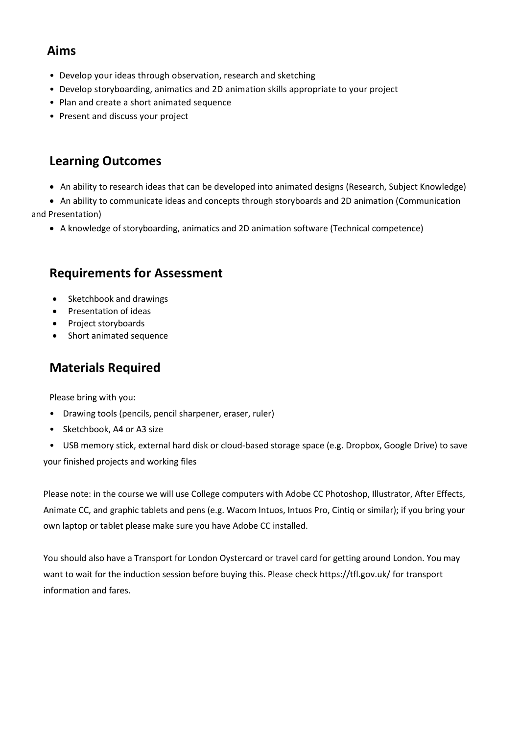## Aims

- Develop your ideas through observation, research and sketching
- Develop storyboarding, animatics and 2D animation skills appropriate to your project
- Plan and create a short animated sequence
- Present and discuss your project

## Learning Outcomes

- An ability to research ideas that can be developed into animated designs (Research, Subject Knowledge)
- An ability to communicate ideas and concepts through storyboards and 2D animation (Communication and Presentation)
- A knowledge of storyboarding, animatics and 2D animation software (Technical competence)

## Requirements for Assessment

- Sketchbook and drawings
- Presentation of ideas
- Project storyboards
- Short animated sequence

## Materials Required

Please bring with you:

- Drawing tools (pencils, pencil sharpener, eraser, ruler)
- Sketchbook, A4 or A3 size
- USB memory stick, external hard disk or cloud-based storage space (e.g. Dropbox, Google Drive) to save your finished projects and working files

Please note: in the course we will use College computers with Adobe CC Photoshop, Illustrator, After Effects, Animate CC, and graphic tablets and pens (e.g. Wacom Intuos, Intuos Pro, Cintiq or similar); if you bring your own laptop or tablet please make sure you have Adobe CC installed.

You should also have a Transport for London Oystercard or travel card for getting around London. You may want to wait for the induction session before buying this. Please check https://tfl.gov.uk/ for transport information and fares.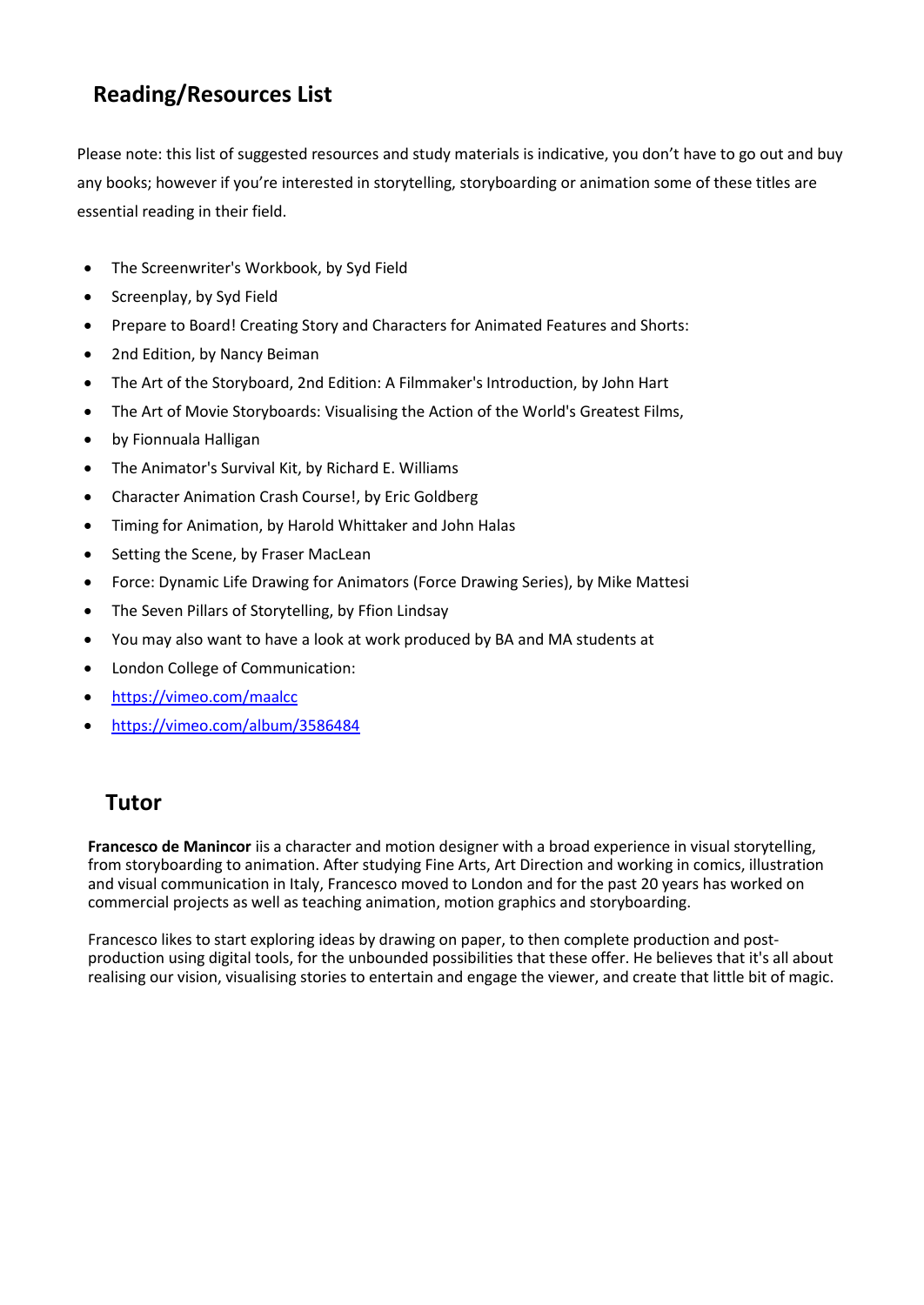## Reading/Resources List

Please note: this list of suggested resources and study materials is indicative, you don't have to go out and buy any books; however if you're interested in storytelling, storyboarding or animation some of these titles are essential reading in their field.

- The Screenwriter's Workbook, by Syd Field
- Screenplay, by Syd Field
- Prepare to Board! Creating Story and Characters for Animated Features and Shorts:
- 2nd Edition, by Nancy Beiman
- The Art of the Storyboard, 2nd Edition: A Filmmaker's Introduction, by John Hart
- The Art of Movie Storyboards: Visualising the Action of the World's Greatest Films,
- by Fionnuala Halligan
- The Animator's Survival Kit, by Richard E. Williams
- Character Animation Crash Course!, by Eric Goldberg
- Timing for Animation, by Harold Whittaker and John Halas
- Setting the Scene, by Fraser MacLean
- Force: Dynamic Life Drawing for Animators (Force Drawing Series), by Mike Mattesi
- The Seven Pillars of Storytelling, by Ffion Lindsay
- You may also want to have a look at work produced by BA and MA students at
- London College of Communication:
- https://vimeo.com/maalcc
- https://vimeo.com/album/3586484

## Tutor

**Francesco de Manincor** iis a character and motion designer with a broad experience in visual storytelling, from storyboarding to animation. After studying Fine Arts, Art Direction and working in comics, illustration and visual communication in Italy, Francesco moved to London and for the past 20 years has worked on commercial projects as well as teaching animation, motion graphics and storyboarding.

Francesco likes to start exploring ideas by drawing on paper, to then complete production and post-production using digital tools, for the unbounded possibilities that these offer. He believes that it's all about realising our vision, visualising stories to entertain and engage the viewer, and create that little bit of magic.